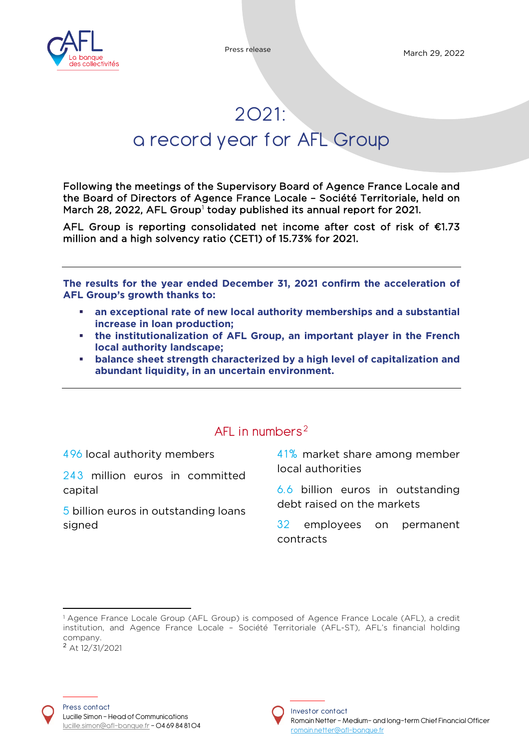Press release

March 29, 2022

# 2021: a record year for AFL Group

**Following the meetings of the Supervisory Board of Agence France Locale and the Board of Directors of Agence France Locale – Société Territoriale, held on March 28, 2022, AFL Group[1] today published its annual report for 2021.**

**AFL Group is reporting consolidated net income after cost of risk of €1.73 million and a high solvency ratio (CET1) of 15.73% for 2021.**

---

**The results for the year ended December 31, 2021 confirm the acceleration of AFL Group's growth thanks to:**

- **an exceptional rate of new local authority memberships and a substantial increase in loan production;**
- **the institutionalization of AFL Group, an important player in the French local authority landscape;**
- **balance sheet strength characterized by a high level of capitalization and abundant liquidity, in an uncertain environment.**

---

## AFL in numbers[2]

496 local authority members

243 million euros in committed capital

5 billion euros in outstanding loans signed

41% market share among member local authorities

6.6 billion euros in outstanding debt raised on the markets

32 employees on permanent contracts

---

[1] Agence France Locale Group (AFL Group) is composed of Agence France Locale (AFL), a credit institution, and Agence France Locale – Société Territoriale (AFL-ST), AFL's financial holding company.

[2] At 12/31/2021

Press contact
Lucille Simon – Head of Communications
lucille.simon@afl-banque.fr – 04 69 84 81 04

Investor contact
Romain Netter – Medium- and long-term Chief Financial Officer
romain.netter@afl-banque.fr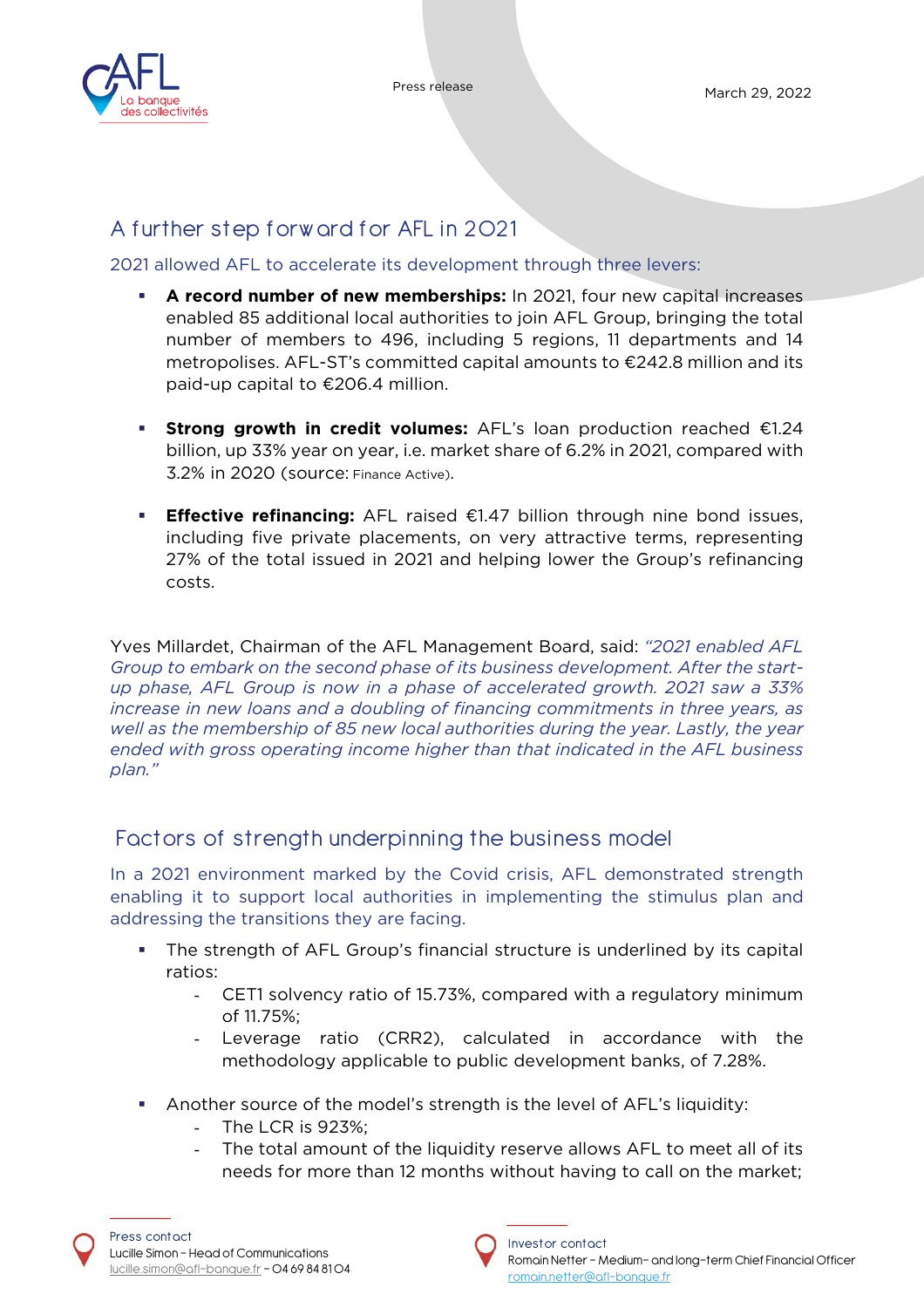Press release

March 29, 2022

## A further step forward for AFL in 2021

2021 allowed AFL to accelerate its development through three levers:

- **A record number of new memberships:** In 2021, four new capital increases enabled 85 additional local authorities to join AFL Group, bringing the total number of members to 496, including 5 regions, 11 departments and 14 metropolises. AFL-ST's committed capital amounts to €242.8 million and its paid-up capital to €206.4 million.

- **Strong growth in credit volumes:** AFL's loan production reached €1.24 billion, up 33% year on year, i.e. market share of 6.2% in 2021, compared with 3.2% in 2020 (source: Finance Active).

- **Effective refinancing:** AFL raised €1.47 billion through nine bond issues, including five private placements, on very attractive terms, representing 27% of the total issued in 2021 and helping lower the Group's refinancing costs.

Yves Millardet, Chairman of the AFL Management Board, said: *"2021 enabled AFL Group to embark on the second phase of its business development. After the start-up phase, AFL Group is now in a phase of accelerated growth. 2021 saw a 33% increase in new loans and a doubling of financing commitments in three years, as well as the membership of 85 new local authorities during the year. Lastly, the year ended with gross operating income higher than that indicated in the AFL business plan."*

## Factors of strength underpinning the business model

In a 2021 environment marked by the Covid crisis, AFL demonstrated strength enabling it to support local authorities in implementing the stimulus plan and addressing the transitions they are facing.

- The strength of AFL Group's financial structure is underlined by its capital ratios:
  - CET1 solvency ratio of 15.73%, compared with a regulatory minimum of 11.75%;
  - Leverage ratio (CRR2), calculated in accordance with the methodology applicable to public development banks, of 7.28%.

- Another source of the model's strength is the level of AFL's liquidity:
  - The LCR is 923%;
  - The total amount of the liquidity reserve allows AFL to meet all of its needs for more than 12 months without having to call on the market;

Press contact
Lucille Simon – Head of Communications
lucille.simon@afl-banque.fr – 04 69 84 81 04

Investor contact
Romain Netter – Medium- and long-term Chief Financial Officer
romain.netter@afl-banque.fr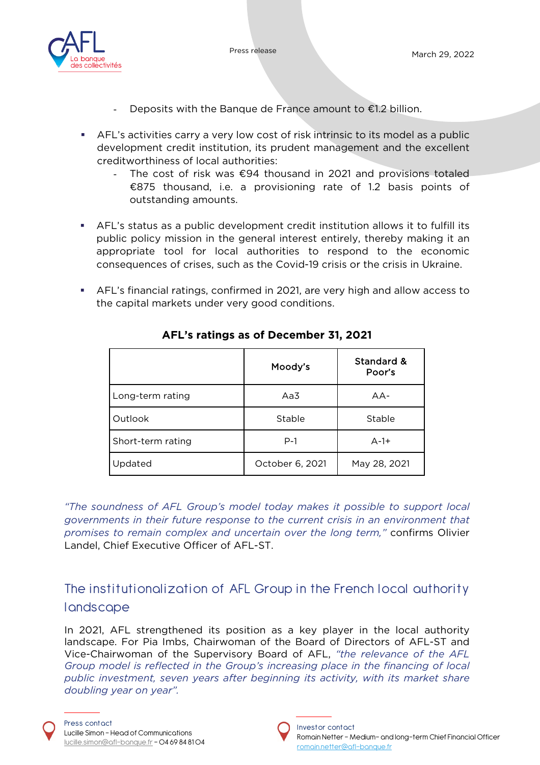- Deposits with the Banque de France amount to €1.2 billion.

- AFL's activities carry a very low cost of risk intrinsic to its model as a public development credit institution, its prudent management and the excellent creditworthiness of local authorities:
  - The cost of risk was €94 thousand in 2021 and provisions totaled €875 thousand, i.e. a provisioning rate of 1.2 basis points of outstanding amounts.

- AFL's status as a public development credit institution allows it to fulfill its public policy mission in the general interest entirely, thereby making it an appropriate tool for local authorities to respond to the economic consequences of crises, such as the Covid-19 crisis or the crisis in Ukraine.

- AFL's financial ratings, confirmed in 2021, are very high and allow access to the capital markets under very good conditions.

**AFL's ratings as of December 31, 2021**

| | Moody's | Standard & Poor's |
|---|---|---|
| Long-term rating | Aa3 | AA- |
| Outlook | Stable | Stable |
| Short-term rating | P-1 | A-1+ |
| Updated | October 6, 2021 | May 28, 2021 |

*"The soundness of AFL Group's model today makes it possible to support local governments in their future response to the current crisis in an environment that promises to remain complex and uncertain over the long term,"* confirms Olivier Landel, Chief Executive Officer of AFL-ST.

## The institutionalization of AFL Group in the French local authority landscape

In 2021, AFL strengthened its position as a key player in the local authority landscape. For Pia Imbs, Chairwoman of the Board of Directors of AFL-ST and Vice-Chairwoman of the Supervisory Board of AFL, *"the relevance of the AFL Group model is reflected in the Group's increasing place in the financing of local public investment, seven years after beginning its activity, with its market share doubling year on year".*

Press contact
Lucille Simon – Head of Communications
lucille.simon@afl-banque.fr – 04 69 84 81 04

Investor contact
Romain Netter – Medium- and long-term Chief Financial Officer
romain.netter@afl-banque.fr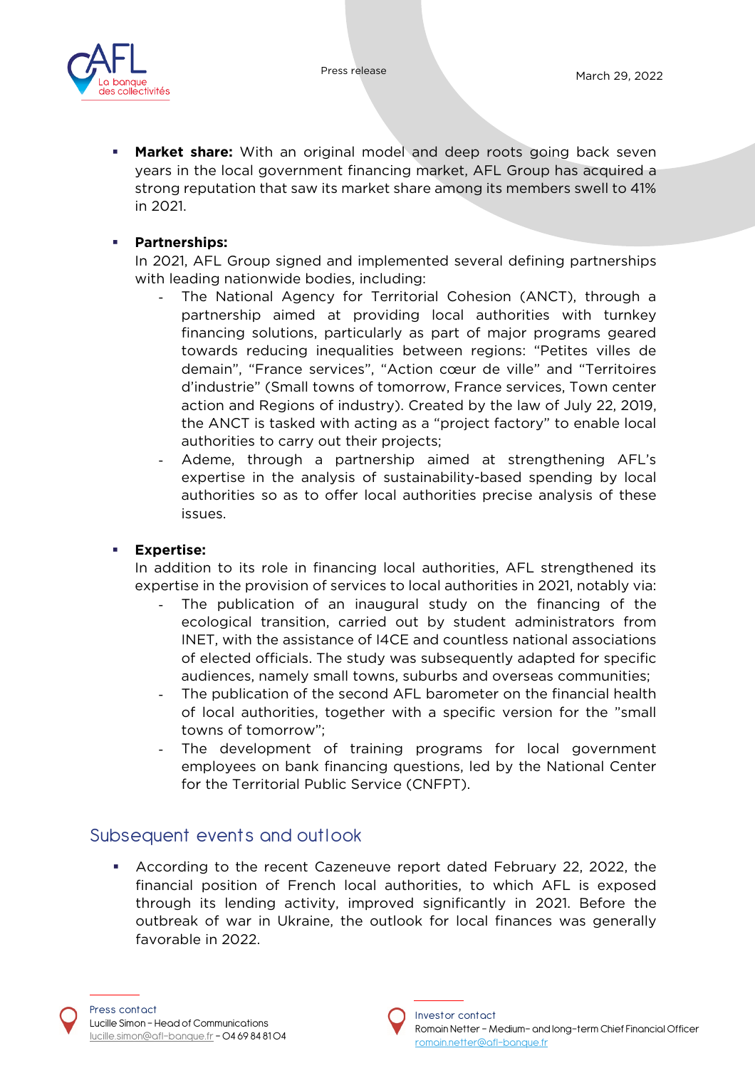- **Market share:** With an original model and deep roots going back seven years in the local government financing market, AFL Group has acquired a strong reputation that saw its market share among its members swell to 41% in 2021.

- **Partnerships:**
  In 2021, AFL Group signed and implemented several defining partnerships with leading nationwide bodies, including:
  - The National Agency for Territorial Cohesion (ANCT), through a partnership aimed at providing local authorities with turnkey financing solutions, particularly as part of major programs geared towards reducing inequalities between regions: "Petites villes de demain", "France services", "Action cœur de ville" and "Territoires d'industrie" (Small towns of tomorrow, France services, Town center action and Regions of industry). Created by the law of July 22, 2019, the ANCT is tasked with acting as a "project factory" to enable local authorities to carry out their projects;
  - Ademe, through a partnership aimed at strengthening AFL's expertise in the analysis of sustainability-based spending by local authorities so as to offer local authorities precise analysis of these issues.

- **Expertise:**
  In addition to its role in financing local authorities, AFL strengthened its expertise in the provision of services to local authorities in 2021, notably via:
  - The publication of an inaugural study on the financing of the ecological transition, carried out by student administrators from INET, with the assistance of I4CE and countless national associations of elected officials. The study was subsequently adapted for specific audiences, namely small towns, suburbs and overseas communities;
  - The publication of the second AFL barometer on the financial health of local authorities, together with a specific version for the "small towns of tomorrow";
  - The development of training programs for local government employees on bank financing questions, led by the National Center for the Territorial Public Service (CNFPT).

## Subsequent events and outlook

- According to the recent Cazeneuve report dated February 22, 2022, the financial position of French local authorities, to which AFL is exposed through its lending activity, improved significantly in 2021. Before the outbreak of war in Ukraine, the outlook for local finances was generally favorable in 2022.

Press contact
Lucille Simon – Head of Communications
lucille.simon@afl-banque.fr – 04 69 84 81 04

Investor contact
Romain Netter – Medium- and long-term Chief Financial Officer
romain.netter@afl-banque.fr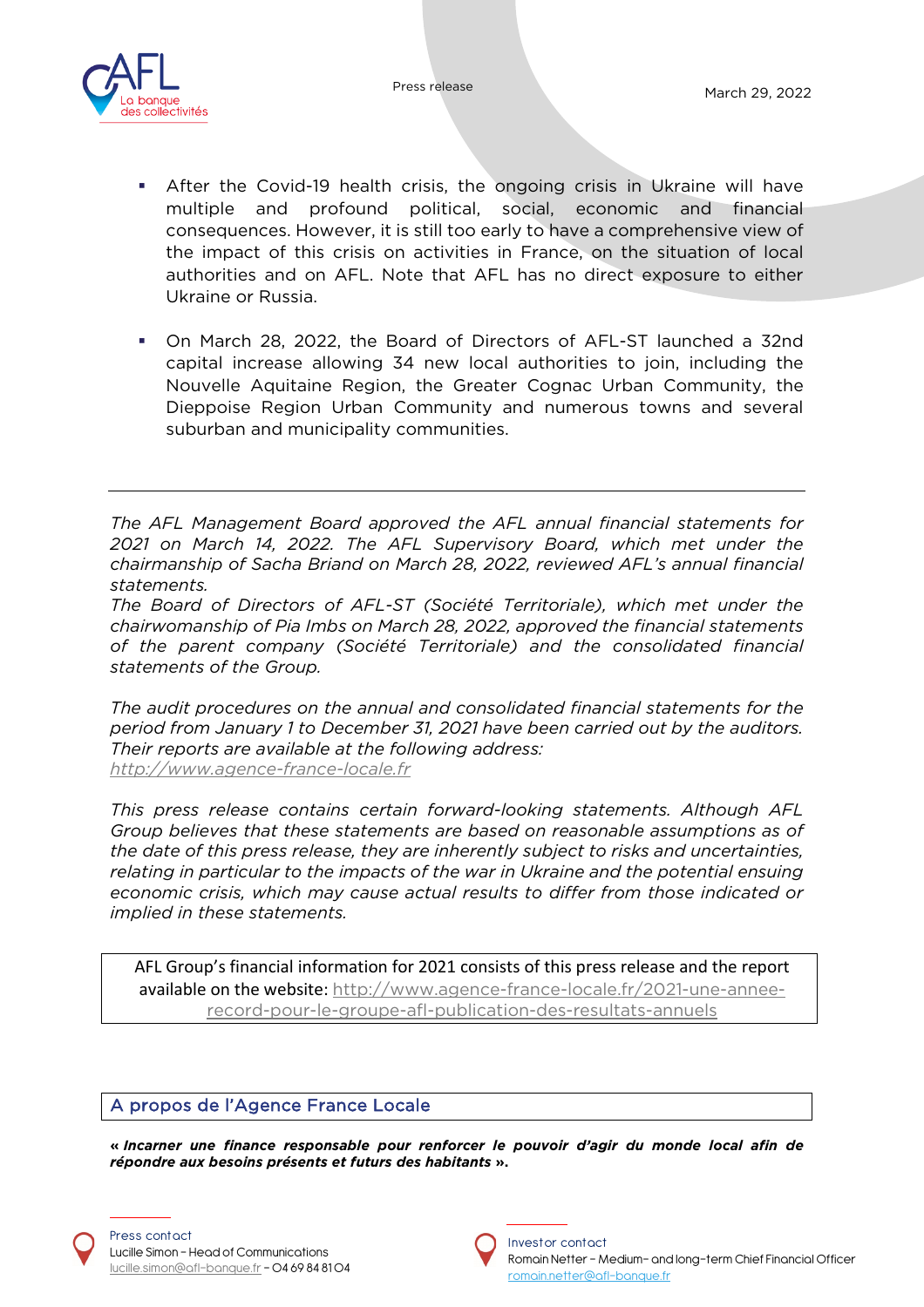- After the Covid-19 health crisis, the ongoing crisis in Ukraine will have multiple and profound political, social, economic and financial consequences. However, it is still too early to have a comprehensive view of the impact of this crisis on activities in France, on the situation of local authorities and on AFL. Note that AFL has no direct exposure to either Ukraine or Russia.

- On March 28, 2022, the Board of Directors of AFL-ST launched a 32nd capital increase allowing 34 new local authorities to join, including the Nouvelle Aquitaine Region, the Greater Cognac Urban Community, the Dieppoise Region Urban Community and numerous towns and several suburban and municipality communities.

---

*The AFL Management Board approved the AFL annual financial statements for 2021 on March 14, 2022. The AFL Supervisory Board, which met under the chairmanship of Sacha Briand on March 28, 2022, reviewed AFL's annual financial statements.*
*The Board of Directors of AFL-ST (Société Territoriale), which met under the chairwomanship of Pia Imbs on March 28, 2022, approved the financial statements of the parent company (Société Territoriale) and the consolidated financial statements of the Group.*

*The audit procedures on the annual and consolidated financial statements for the period from January 1 to December 31, 2021 have been carried out by the auditors. Their reports are available at the following address: http://www.agence-france-locale.fr*

*This press release contains certain forward-looking statements. Although AFL Group believes that these statements are based on reasonable assumptions as of the date of this press release, they are inherently subject to risks and uncertainties, relating in particular to the impacts of the war in Ukraine and the potential ensuing economic crisis, which may cause actual results to differ from those indicated or implied in these statements.*

AFL Group's financial information for 2021 consists of this press release and the report available on the website: http://www.agence-france-locale.fr/2021-une-annee-record-pour-le-groupe-afl-publication-des-resultats-annuels

## A propos de l'Agence France Locale

***« Incarner une finance responsable pour renforcer le pouvoir d'agir du monde local afin de répondre aux besoins présents et futurs des habitants ».***

Press contact
Lucille Simon – Head of Communications
lucille.simon@afl-banque.fr – 04 69 84 81 04

Investor contact
Romain Netter – Medium- and long-term Chief Financial Officer
romain.netter@afl-banque.fr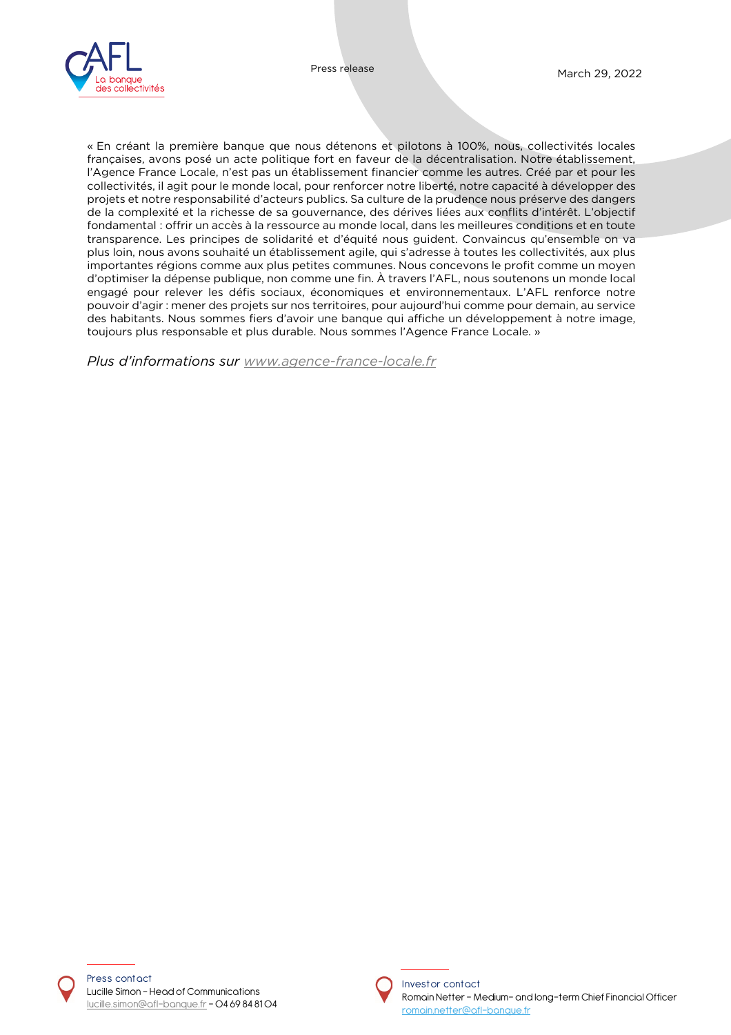« En créant la première banque que nous détenons et pilotons à 100%, nous, collectivités locales françaises, avons posé un acte politique fort en faveur de la décentralisation. Notre établissement, l'Agence France Locale, n'est pas un établissement financier comme les autres. Créé par et pour les collectivités, il agit pour le monde local, pour renforcer notre liberté, notre capacité à développer des projets et notre responsabilité d'acteurs publics. Sa culture de la prudence nous préserve des dangers de la complexité et la richesse de sa gouvernance, des dérives liées aux conflits d'intérêt. L'objectif fondamental : offrir un accès à la ressource au monde local, dans les meilleures conditions et en toute transparence. Les principes de solidarité et d'équité nous guident. Convaincus qu'ensemble on va plus loin, nous avons souhaité un établissement agile, qui s'adresse à toutes les collectivités, aux plus importantes régions comme aux plus petites communes. Nous concevons le profit comme un moyen d'optimiser la dépense publique, non comme une fin. À travers l'AFL, nous soutenons un monde local engagé pour relever les défis sociaux, économiques et environnementaux. L'AFL renforce notre pouvoir d'agir : mener des projets sur nos territoires, pour aujourd'hui comme pour demain, au service des habitants. Nous sommes fiers d'avoir une banque qui affiche un développement à notre image, toujours plus responsable et plus durable. Nous sommes l'Agence France Locale. »

*Plus d'informations sur [www.agence-france-locale.fr](http://www.agence-france-locale.fr)*

**Press contact**
Lucille Simon – Head of Communications
lucille.simon@afl-banque.fr – 04 69 84 81 04

**Investor contact**
Romain Netter – Medium- and long-term Chief Financial Officer
romain.netter@afl-banque.fr